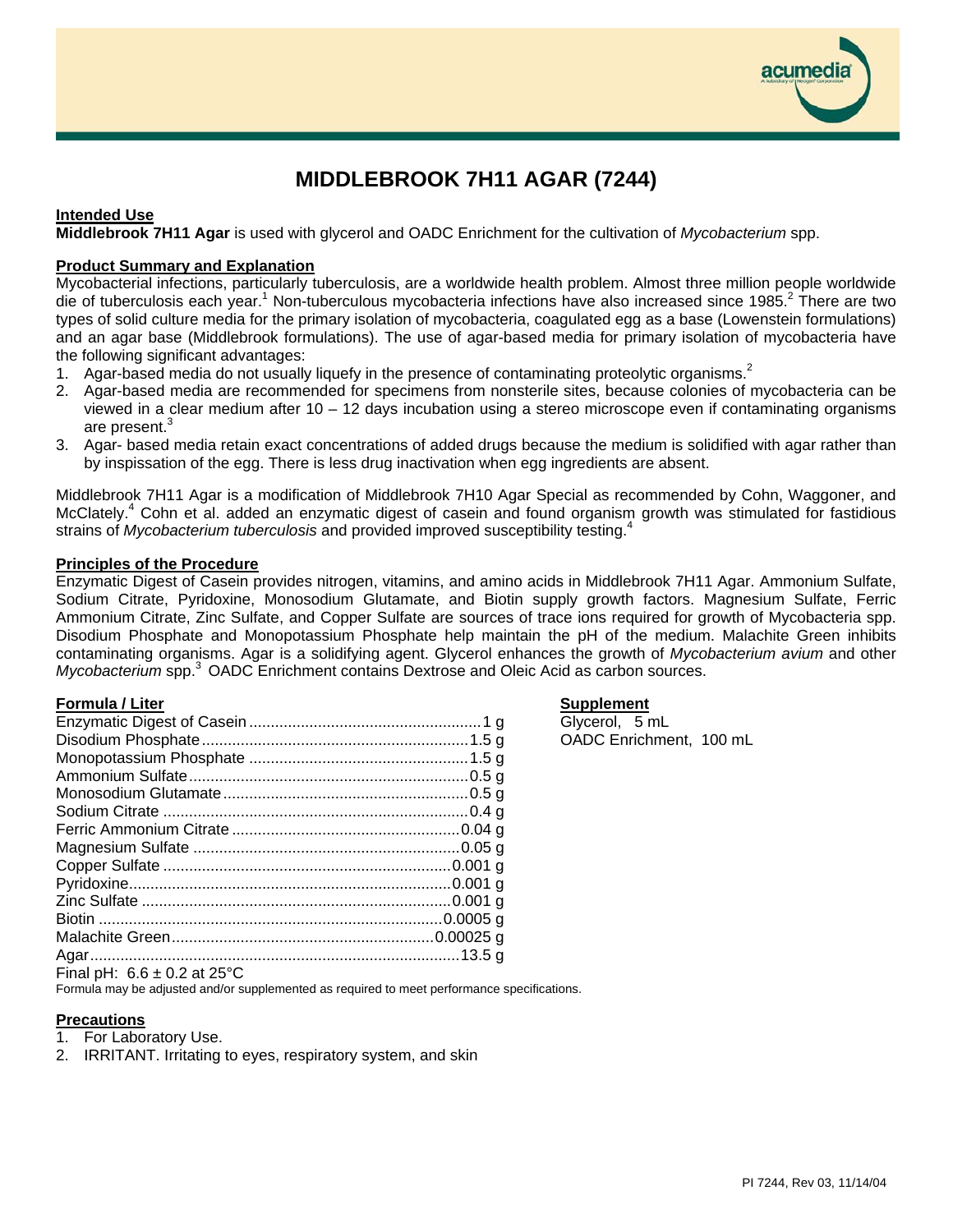# MIDDLEBROOK 7H11 AGAR (7244)

## Intended Use

**Middlebrook 7H11 Agar** is used with glycerol and OADC Enrichment for the cultivation of *Mycobacterium* spp.

## Product Summary and Explanation

Mycobacterial infections, particularly tuberculosis, are a worldwide health problem. Almost three million people worldwide die of tuberculosis each year.[1] Non-tuberculous mycobacteria infections have also increased since 1985.[2] There are two types of solid culture media for the primary isolation of mycobacteria, coagulated egg as a base (Lowenstein formulations) and an agar base (Middlebrook formulations). The use of agar-based media for primary isolation of mycobacteria have the following significant advantages:

1. Agar-based media do not usually liquefy in the presence of contaminating proteolytic organisms.[2]
2. Agar-based media are recommended for specimens from nonsterile sites, because colonies of mycobacteria can be viewed in a clear medium after 10 – 12 days incubation using a stereo microscope even if contaminating organisms are present.[3]
3. Agar- based media retain exact concentrations of added drugs because the medium is solidified with agar rather than by inspissation of the egg. There is less drug inactivation when egg ingredients are absent.

Middlebrook 7H11 Agar is a modification of Middlebrook 7H10 Agar Special as recommended by Cohn, Waggoner, and McClately.[4] Cohn et al. added an enzymatic digest of casein and found organism growth was stimulated for fastidious strains of *Mycobacterium tuberculosis* and provided improved susceptibility testing.[4]

## Principles of the Procedure

Enzymatic Digest of Casein provides nitrogen, vitamins, and amino acids in Middlebrook 7H11 Agar. Ammonium Sulfate, Sodium Citrate, Pyridoxine, Monosodium Glutamate, and Biotin supply growth factors. Magnesium Sulfate, Ferric Ammonium Citrate, Zinc Sulfate, and Copper Sulfate are sources of trace ions required for growth of Mycobacteria spp. Disodium Phosphate and Monopotassium Phosphate help maintain the pH of the medium. Malachite Green inhibits contaminating organisms. Agar is a solidifying agent. Glycerol enhances the growth of *Mycobacterium avium* and other *Mycobacterium* spp.[3] OADC Enrichment contains Dextrose and Oleic Acid as carbon sources.

## Formula / Liter

| Ingredient | Amount |
|---|---|
| Enzymatic Digest of Casein | 1 g |
| Disodium Phosphate | 1.5 g |
| Monopotassium Phosphate | 1.5 g |
| Ammonium Sulfate | 0.5 g |
| Monosodium Glutamate | 0.5 g |
| Sodium Citrate | 0.4 g |
| Ferric Ammonium Citrate | 0.04 g |
| Magnesium Sulfate | 0.05 g |
| Copper Sulfate | 0.001 g |
| Pyridoxine | 0.001 g |
| Zinc Sulfate | 0.001 g |
| Biotin | 0.0005 g |
| Malachite Green | 0.00025 g |
| Agar | 13.5 g |

Final pH: 6.6 ± 0.2 at 25°C

Formula may be adjusted and/or supplemented as required to meet performance specifications.

## Supplement

Glycerol, 5 mL

OADC Enrichment, 100 mL

## Precautions

1. For Laboratory Use.
2. IRRITANT. Irritating to eyes, respiratory system, and skin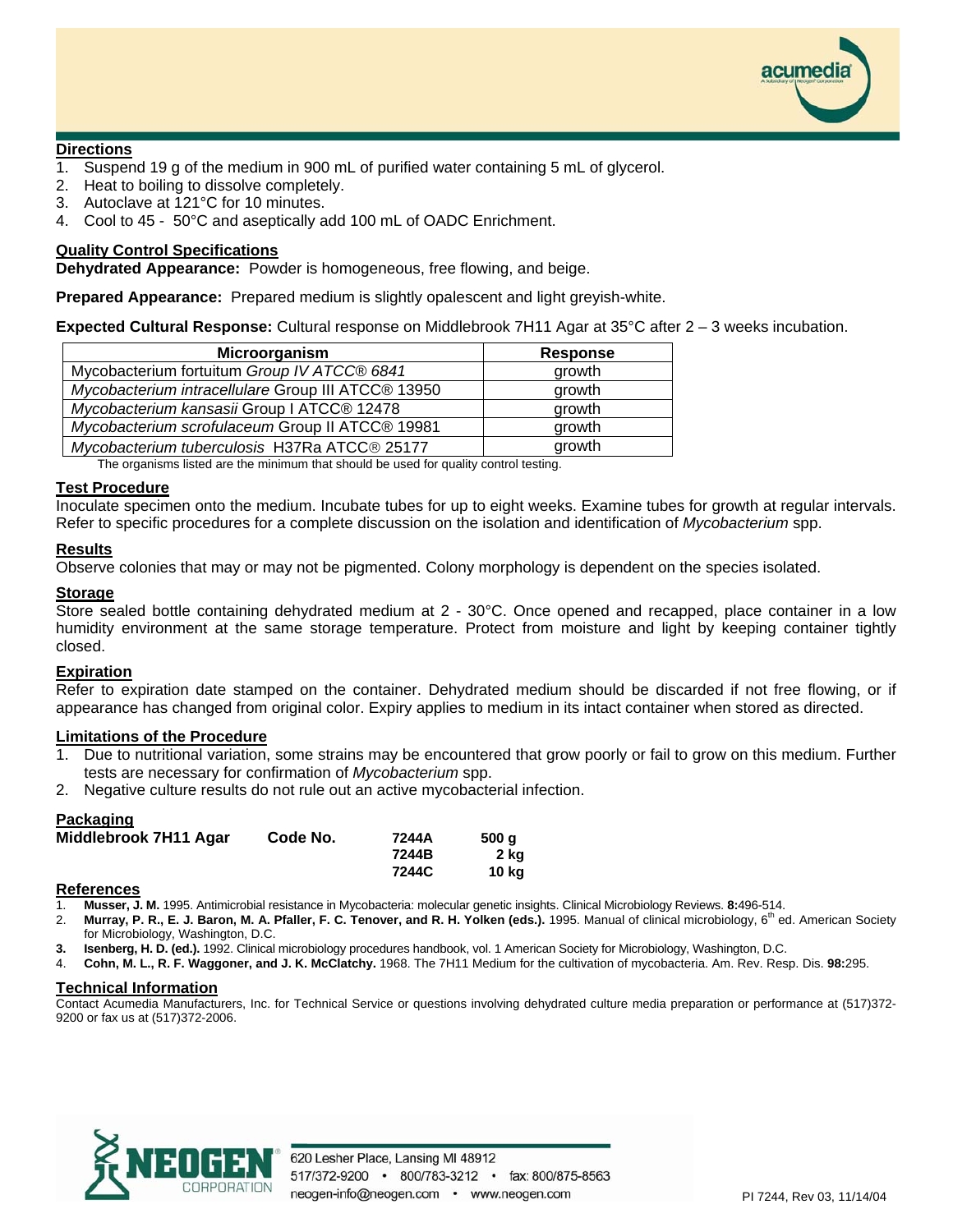## Directions

1. Suspend 19 g of the medium in 900 mL of purified water containing 5 mL of glycerol.
2. Heat to boiling to dissolve completely.
3. Autoclave at 121°C for 10 minutes.
4. Cool to 45 - 50°C and aseptically add 100 mL of OADC Enrichment.

## Quality Control Specifications

**Dehydrated Appearance:** Powder is homogeneous, free flowing, and beige.

**Prepared Appearance:** Prepared medium is slightly opalescent and light greyish-white.

**Expected Cultural Response:** Cultural response on Middlebrook 7H11 Agar at 35°C after 2 – 3 weeks incubation.

| Microorganism | Response |
|---|---|
| Mycobacterium fortuitum *Group IV ATCC® 6841* | growth |
| *Mycobacterium intracellulare* Group III ATCC® 13950 | growth |
| *Mycobacterium kansasii* Group I ATCC® 12478 | growth |
| *Mycobacterium scrofulaceum* Group II ATCC® 19981 | growth |
| *Mycobacterium tuberculosis* H37Ra ATCC® 25177 | growth |

The organisms listed are the minimum that should be used for quality control testing.

## Test Procedure

Inoculate specimen onto the medium. Incubate tubes for up to eight weeks. Examine tubes for growth at regular intervals. Refer to specific procedures for a complete discussion on the isolation and identification of *Mycobacterium* spp.

## Results

Observe colonies that may or may not be pigmented. Colony morphology is dependent on the species isolated.

## Storage

Store sealed bottle containing dehydrated medium at 2 - 30°C. Once opened and recapped, place container in a low humidity environment at the same storage temperature. Protect from moisture and light by keeping container tightly closed.

## Expiration

Refer to expiration date stamped on the container. Dehydrated medium should be discarded if not free flowing, or if appearance has changed from original color. Expiry applies to medium in its intact container when stored as directed.

## Limitations of the Procedure

1. Due to nutritional variation, some strains may be encountered that grow poorly or fail to grow on this medium. Further tests are necessary for confirmation of *Mycobacterium* spp.
2. Negative culture results do not rule out an active mycobacterial infection.

## Packaging

| | | | |
|---|---|---|---|
| **Middlebrook 7H11 Agar** | **Code No.** | **7244A** | **500 g** |
| | | **7244B** | **2 kg** |
| | | **7244C** | **10 kg** |

## References

1. **Musser, J. M.** 1995. Antimicrobial resistance in Mycobacteria: molecular genetic insights. Clinical Microbiology Reviews. **8:**496-514.
2. **Murray, P. R., E. J. Baron, M. A. Pfaller, F. C. Tenover, and R. H. Yolken (eds.).** 1995. Manual of clinical microbiology, 6th ed. American Society for Microbiology, Washington, D.C.
3. **Isenberg, H. D. (ed.).** 1992. Clinical microbiology procedures handbook, vol. 1 American Society for Microbiology, Washington, D.C.
4. **Cohn, M. L., R. F. Waggoner, and J. K. McClatchy.** 1968. The 7H11 Medium for the cultivation of mycobacteria. Am. Rev. Resp. Dis. **98:**295.

## Technical Information

Contact Acumedia Manufacturers, Inc. for Technical Service or questions involving dehydrated culture media preparation or performance at (517)372-9200 or fax us at (517)372-2006.

620 Lesher Place, Lansing MI 48912
517/372-9200 • 800/783-3212 • fax: 800/875-8563
neogen-info@neogen.com • www.neogen.com

PI 7244, Rev 03, 11/14/04